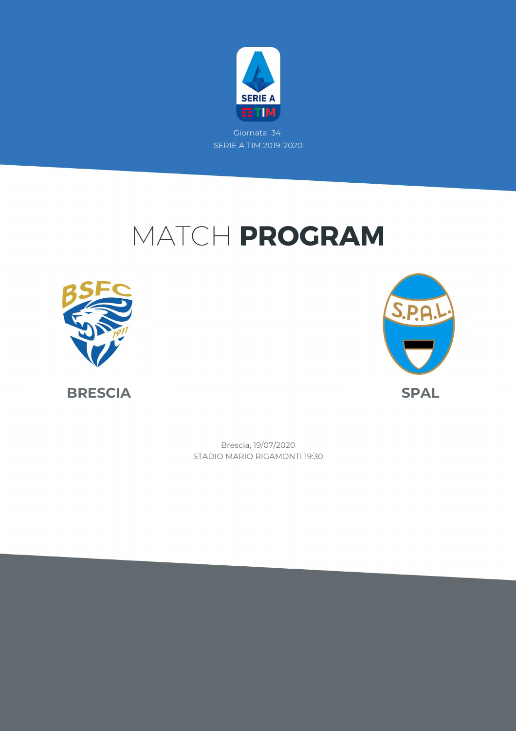Giornata 34

SERIE A TIM 2019-2020

# MATCH **PROGRAM**

**BRESCIA**

**SPAL**

Brescia, 19/07/2020

STADIO MARIO RIGAMONTI 19:30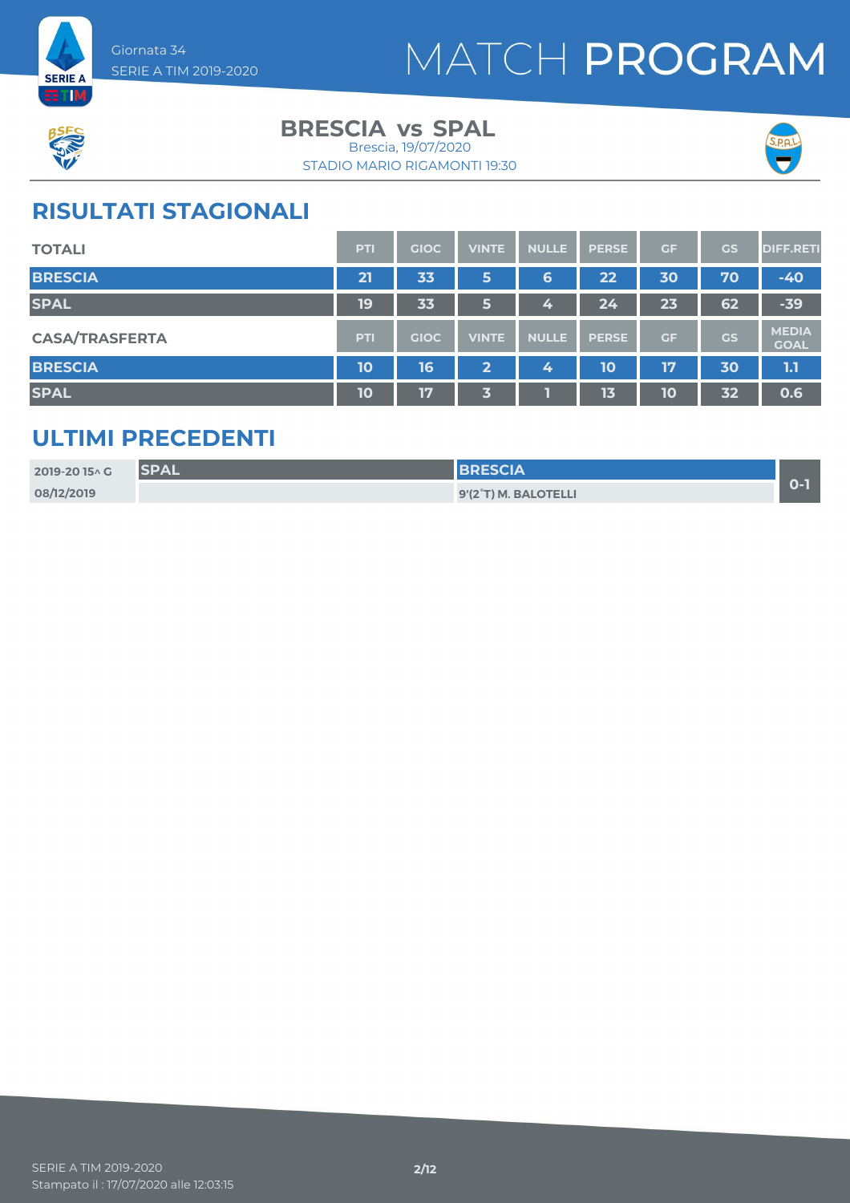Giornata 34
SERIE A TIM 2019-2020

# MATCH PROGRAM

## BRESCIA vs SPAL

Brescia, 19/07/2020
STADIO MARIO RIGAMONTI 19:30

## RISULTATI STAGIONALI

| TOTALI | PTI | GIOC | VINTE | NULLE | PERSE | GF | GS | DIFF.RETI |
|---|---|---|---|---|---|---|---|---|
| BRESCIA | 21 | 33 | 5 | 6 | 22 | 30 | 70 | -40 |
| SPAL | 19 | 33 | 5 | 4 | 24 | 23 | 62 | -39 |

| CASA/TRASFERTA | PTI | GIOC | VINTE | NULLE | PERSE | GF | GS | MEDIA GOAL |
|---|---|---|---|---|---|---|---|---|
| BRESCIA | 10 | 16 | 2 | 4 | 10 | 17 | 30 | 1.1 |
| SPAL | 10 | 17 | 3 | 1 | 13 | 10 | 32 | 0.6 |

## ULTIMI PRECEDENTI

| 2019-20 15^ G | SPAL | BRESCIA | 0-1 |
|---|---|---|---|
| 08/12/2019 | | 9'(2°T) M. BALOTELLI | |

SERIE A TIM 2019-2020
Stampato il : 17/07/2020 alle 12:03:15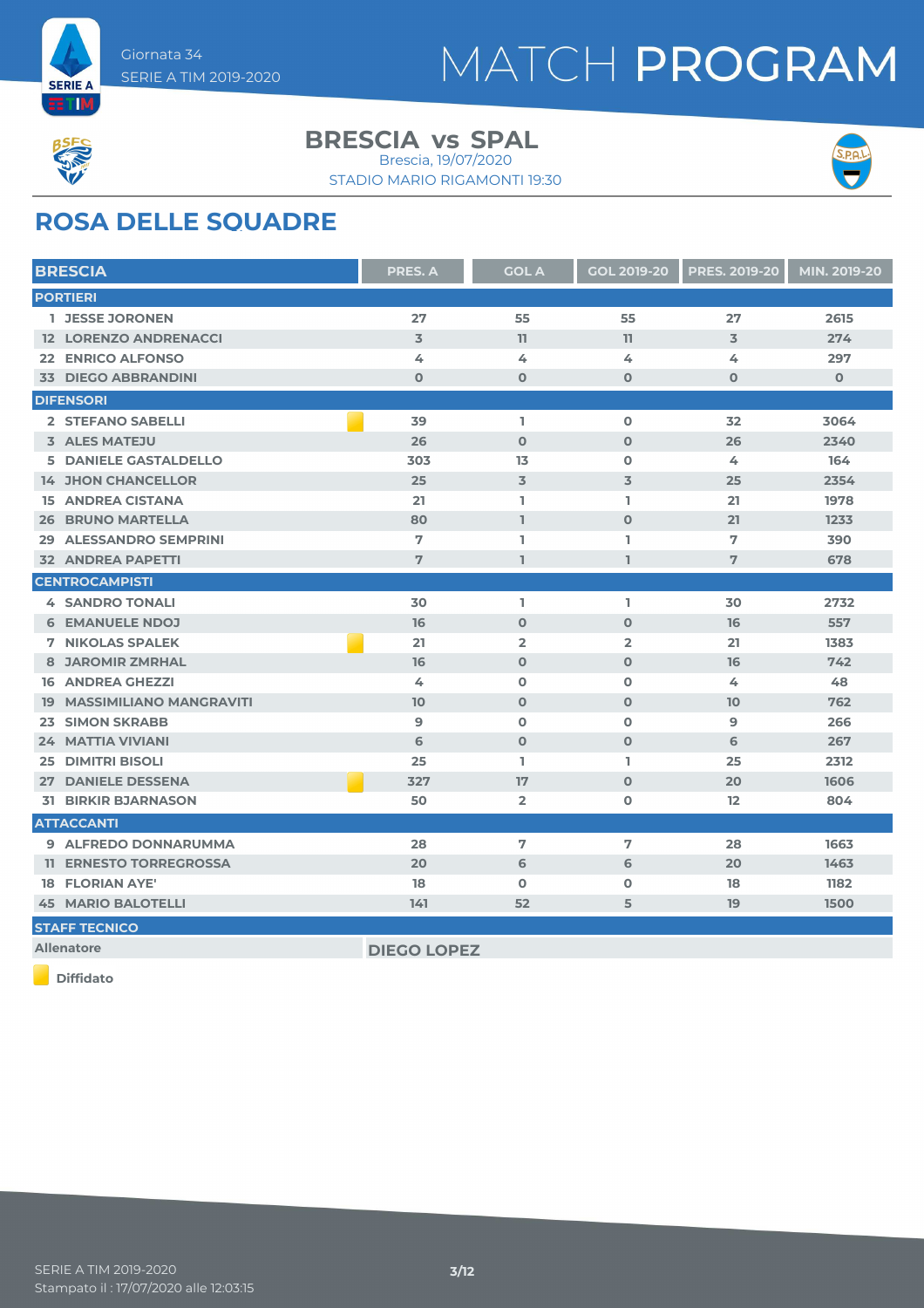# MATCH PROGRAM

Giornata 34
SERIE A TIM 2019-2020

## BRESCIA vs SPAL

Brescia, 19/07/2020
STADIO MARIO RIGAMONTI 19:30

## ROSA DELLE SQUADRE

| BRESCIA | PRES. A | GOL A | GOL 2019-20 | PRES. 2019-20 | MIN. 2019-20 |
|---|---|---|---|---|---|
| **PORTIERI** | | | | | |
| 1 JESSE JORONEN | 27 | 55 | 55 | 27 | 2615 |
| 12 LORENZO ANDRENACCI | 3 | 11 | 11 | 3 | 274 |
| 22 ENRICO ALFONSO | 4 | 4 | 4 | 4 | 297 |
| 33 DIEGO ABBRANDINI | 0 | 0 | 0 | 0 | 0 |
| **DIFENSORI** | | | | | |
| 2 STEFANO SABELLI (Diffidato) | 39 | 1 | 0 | 32 | 3064 |
| 3 ALES MATEJU | 26 | 0 | 0 | 26 | 2340 |
| 5 DANIELE GASTALDELLO | 303 | 13 | 0 | 4 | 164 |
| 14 JHON CHANCELLOR | 25 | 3 | 3 | 25 | 2354 |
| 15 ANDREA CISTANA | 21 | 1 | 1 | 21 | 1978 |
| 26 BRUNO MARTELLA | 80 | 1 | 0 | 21 | 1233 |
| 29 ALESSANDRO SEMPRINI | 7 | 1 | 1 | 7 | 390 |
| 32 ANDREA PAPETTI | 7 | 1 | 1 | 7 | 678 |
| **CENTROCAMPISTI** | | | | | |
| 4 SANDRO TONALI | 30 | 1 | 1 | 30 | 2732 |
| 6 EMANUELE NDOJ | 16 | 0 | 0 | 16 | 557 |
| 7 NIKOLAS SPALEK (Diffidato) | 21 | 2 | 2 | 21 | 1383 |
| 8 JAROMIR ZMRHAL | 16 | 0 | 0 | 16 | 742 |
| 16 ANDREA GHEZZI | 4 | 0 | 0 | 4 | 48 |
| 19 MASSIMILIANO MANGRAVITI | 10 | 0 | 0 | 10 | 762 |
| 23 SIMON SKRABB | 9 | 0 | 0 | 9 | 266 |
| 24 MATTIA VIVIANI | 6 | 0 | 0 | 6 | 267 |
| 25 DIMITRI BISOLI | 25 | 1 | 1 | 25 | 2312 |
| 27 DANIELE DESSENA (Diffidato) | 327 | 17 | 0 | 20 | 1606 |
| 31 BIRKIR BJARNASON | 50 | 2 | 0 | 12 | 804 |
| **ATTACCANTI** | | | | | |
| 9 ALFREDO DONNARUMMA | 28 | 7 | 7 | 28 | 1663 |
| 11 ERNESTO TORREGROSSA | 20 | 6 | 6 | 20 | 1463 |
| 18 FLORIAN AYE' | 18 | 0 | 0 | 18 | 1182 |
| 45 MARIO BALOTELLI | 141 | 52 | 5 | 19 | 1500 |

**STAFF TECNICO**

| Allenatore | DIEGO LOPEZ |
|---|---|

Diffidato

SERIE A TIM 2019-2020
Stampato il : 17/07/2020 alle 12:03:15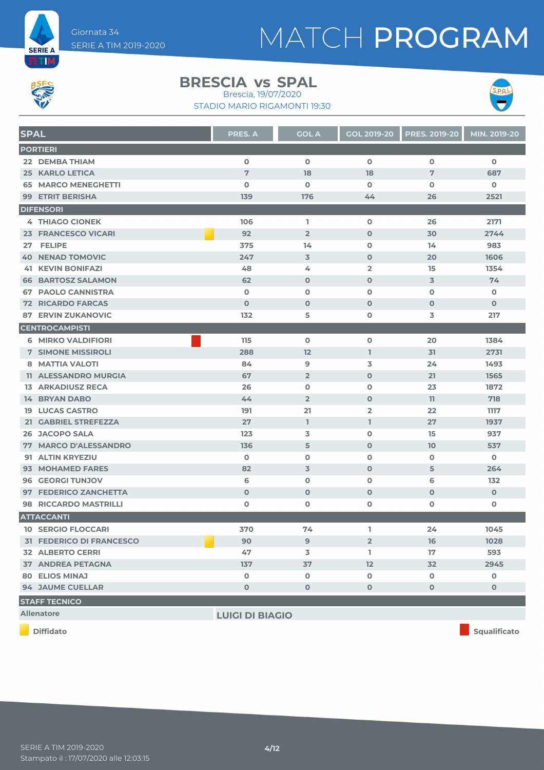Giornata 34
SERIE A TIM 2019-2020

# MATCH PROGRAM

## BRESCIA vs SPAL

Brescia, 19/07/2020
STADIO MARIO RIGAMONTI 19:30

| SPAL | | PRES. A | GOL A | GOL 2019-20 | PRES. 2019-20 | MIN. 2019-20 |
|---|---|---|---|---|---|---|
| **PORTIERI** | | | | | | |
| 22 DEMBA THIAM | | 0 | 0 | 0 | 0 | 0 |
| 25 KARLO LETICA | | 7 | 18 | 18 | 7 | 687 |
| 65 MARCO MENEGHETTI | | 0 | 0 | 0 | 0 | 0 |
| 99 ETRIT BERISHA | | 139 | 176 | 44 | 26 | 2521 |
| **DIFENSORI** | | | | | | |
| 4 THIAGO CIONEK | | 106 | 1 | 0 | 26 | 2171 |
| 23 FRANCESCO VICARI | Diffidato | 92 | 2 | 0 | 30 | 2744 |
| 27 FELIPE | | 375 | 14 | 0 | 14 | 983 |
| 40 NENAD TOMOVIC | | 247 | 3 | 0 | 20 | 1606 |
| 41 KEVIN BONIFAZI | | 48 | 4 | 2 | 15 | 1354 |
| 66 BARTOSZ SALAMON | | 62 | 0 | 0 | 3 | 74 |
| 67 PAOLO CANNISTRA | | 0 | 0 | 0 | 0 | 0 |
| 72 RICARDO FARCAS | | 0 | 0 | 0 | 0 | 0 |
| 87 ERVIN ZUKANOVIC | | 132 | 5 | 0 | 3 | 217 |
| **CENTROCAMPISTI** | | | | | | |
| 6 MIRKO VALDIFIORI | Squalificato | 115 | 0 | 0 | 20 | 1384 |
| 7 SIMONE MISSIROLI | | 288 | 12 | 1 | 31 | 2731 |
| 8 MATTIA VALOTI | | 84 | 9 | 3 | 24 | 1493 |
| 11 ALESSANDRO MURGIA | | 67 | 2 | 0 | 21 | 1565 |
| 13 ARKADIUSZ RECA | | 26 | 0 | 0 | 23 | 1872 |
| 14 BRYAN DABO | | 44 | 2 | 0 | 11 | 718 |
| 19 LUCAS CASTRO | | 191 | 21 | 2 | 22 | 1117 |
| 21 GABRIEL STREFEZZA | | 27 | 1 | 1 | 27 | 1937 |
| 26 JACOPO SALA | | 123 | 3 | 0 | 15 | 937 |
| 77 MARCO D'ALESSANDRO | | 136 | 5 | 0 | 10 | 537 |
| 91 ALTIN KRYEZIU | | 0 | 0 | 0 | 0 | 0 |
| 93 MOHAMED FARES | | 82 | 3 | 0 | 5 | 264 |
| 96 GEORGI TUNJOV | | 6 | 0 | 0 | 6 | 132 |
| 97 FEDERICO ZANCHETTA | | 0 | 0 | 0 | 0 | 0 |
| 98 RICCARDO MASTRILLI | | 0 | 0 | 0 | 0 | 0 |
| **ATTACCANTI** | | | | | | |
| 10 SERGIO FLOCCARI | | 370 | 74 | 1 | 24 | 1045 |
| 31 FEDERICO DI FRANCESCO | Diffidato | 90 | 9 | 2 | 16 | 1028 |
| 32 ALBERTO CERRI | | 47 | 3 | 1 | 17 | 593 |
| 37 ANDREA PETAGNA | | 137 | 37 | 12 | 32 | 2945 |
| 80 ELIOS MINAJ | | 0 | 0 | 0 | 0 | 0 |
| 94 JAUME CUELLAR | | 0 | 0 | 0 | 0 | 0 |

**STAFF TECNICO**

| Allenatore | LUIGI DI BIAGIO |
|---|---|

Diffidato — Squalificato

SERIE A TIM 2019-2020
Stampato il : 17/07/2020 alle 12:03:15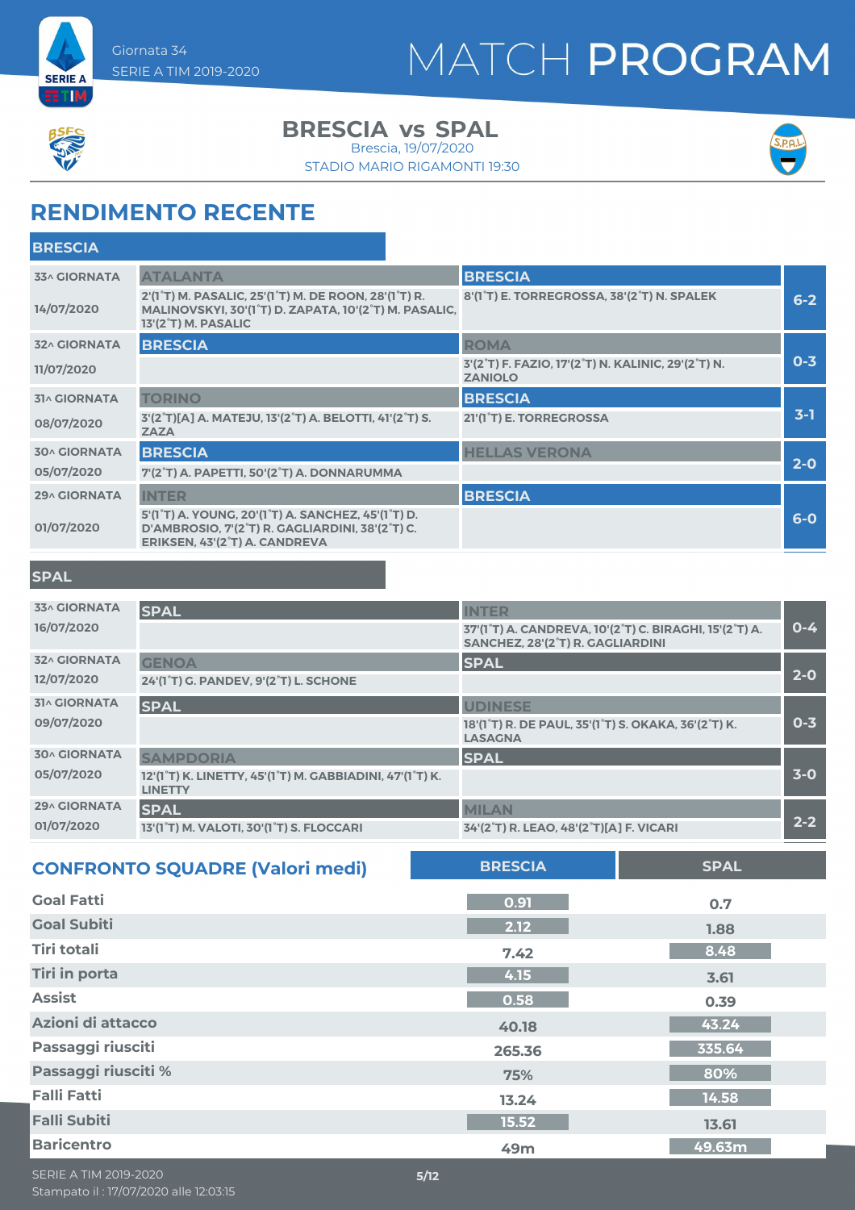Giornata 34
SERIE A TIM 2019-2020

# MATCH PROGRAM

## BRESCIA vs SPAL

Brescia, 19/07/2020
STADIO MARIO RIGAMONTI 19:30

## RENDIMENTO RECENTE

### BRESCIA

| Giornata | Casa | Ospite | Risultato |
|---|---|---|---|
| 33^ GIORNATA 14/07/2020 | ATALANTA: 2'(1°T) M. PASALIC, 25'(1°T) M. DE ROON, 28'(1°T) R. MALINOVSKYI, 30'(1°T) D. ZAPATA, 10'(2°T) M. PASALIC, 13'(2°T) M. PASALIC | BRESCIA: 8'(1°T) E. TORREGROSSA, 38'(2°T) N. SPALEK | 6-2 |
| 32^ GIORNATA 11/07/2020 | BRESCIA | ROMA: 3'(2°T) F. FAZIO, 17'(2°T) N. KALINIC, 29'(2°T) N. ZANIOLO | 0-3 |
| 31^ GIORNATA 08/07/2020 | TORINO: 3'(2°T)[A] A. MATEJU, 13'(2°T) A. BELOTTI, 41'(2°T) S. ZAZA | BRESCIA: 21'(1°T) E. TORREGROSSA | 3-1 |
| 30^ GIORNATA 05/07/2020 | BRESCIA: 7'(2°T) A. PAPETTI, 50'(2°T) A. DONNARUMMA | HELLAS VERONA | 2-0 |
| 29^ GIORNATA 01/07/2020 | INTER: 5'(1°T) A. YOUNG, 20'(1°T) A. SANCHEZ, 45'(1°T) D. D'AMBROSIO, 7'(2°T) R. GAGLIARDINI, 38'(2°T) C. ERIKSEN, 43'(2°T) A. CANDREVA | BRESCIA | 6-0 |

### SPAL

| Giornata | Casa | Ospite | Risultato |
|---|---|---|---|
| 33^ GIORNATA 16/07/2020 | SPAL | INTER: 37'(1°T) A. CANDREVA, 10'(2°T) C. BIRAGHI, 15'(2°T) A. SANCHEZ, 28'(2°T) R. GAGLIARDINI | 0-4 |
| 32^ GIORNATA 12/07/2020 | GENOA: 24'(1°T) G. PANDEV, 9'(2°T) L. SCHONE | SPAL | 2-0 |
| 31^ GIORNATA 09/07/2020 | SPAL | UDINESE: 18'(1°T) R. DE PAUL, 35'(1°T) S. OKAKA, 36'(2°T) K. LASAGNA | 0-3 |
| 30^ GIORNATA 05/07/2020 | SAMPDORIA: 12'(1°T) K. LINETTY, 45'(1°T) M. GABBIADINI, 47'(1°T) K. LINETTY | SPAL | 3-0 |
| 29^ GIORNATA 01/07/2020 | SPAL: 13'(1°T) M. VALOTI, 30'(1°T) S. FLOCCARI | MILAN: 34'(2°T) R. LEAO, 48'(2°T)[A] F. VICARI | 2-2 |

## CONFRONTO SQUADRE (Valori medi)

| | BRESCIA | SPAL |
|---|---|---|
| Goal Fatti | 0.91 | 0.7 |
| Goal Subiti | 2.12 | 1.88 |
| Tiri totali | 7.42 | 8.48 |
| Tiri in porta | 4.15 | 3.61 |
| Assist | 0.58 | 0.39 |
| Azioni di attacco | 40.18 | 43.24 |
| Passaggi riusciti | 265.36 | 335.64 |
| Passaggi riusciti % | 75% | 80% |
| Falli Fatti | 13.24 | 14.58 |
| Falli Subiti | 15.52 | 13.61 |
| Baricentro | 49m | 49.63m |

SERIE A TIM 2019-2020
Stampato il : 17/07/2020 alle 12:03:15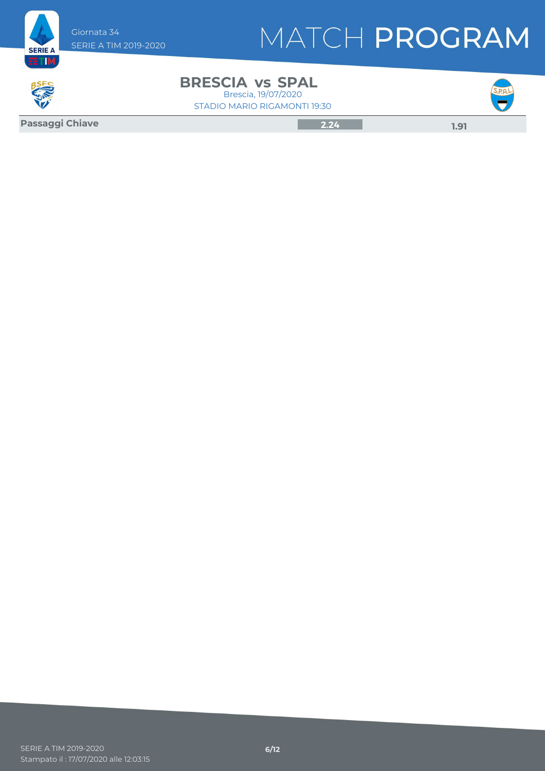# MATCH PROGRAM

Giornata 34
SERIE A TIM 2019-2020

## BRESCIA vs SPAL

Brescia, 19/07/2020
STADIO MARIO RIGAMONTI 19:30

| | BRESCIA | SPAL |
| --- | --- | --- |
| **Passaggi Chiave** | 2.24 | 1.91 |

SERIE A TIM 2019-2020
Stampato il : 17/07/2020 alle 12:03:15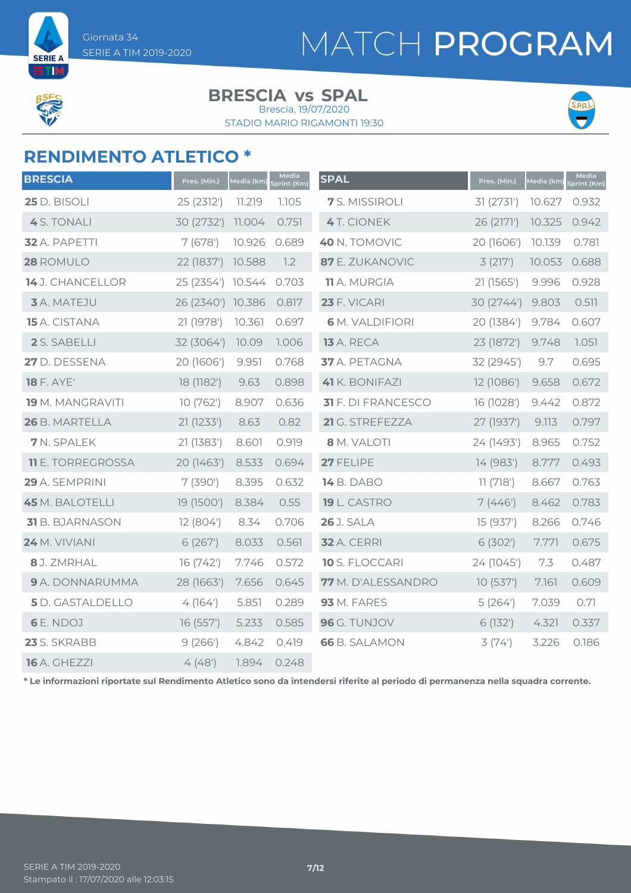# MATCH PROGRAM

Giornata 34
SERIE A TIM 2019-2020

## BRESCIA vs SPAL

Brescia, 19/07/2020
STADIO MARIO RIGAMONTI 19:30

## RENDIMENTO ATLETICO *

| BRESCIA | Pres. (Min.) | Media (km) | Media Sprint (Km) |
|---|---|---|---|
| **25** D. BISOLI | 25 (2312') | 11.219 | 1.105 |
| **4** S. TONALI | 30 (2732') | 11.004 | 0.751 |
| **32** A. PAPETTI | 7 (678') | 10.926 | 0.689 |
| **28** ROMULO | 22 (1837') | 10.588 | 1.2 |
| **14** J. CHANCELLOR | 25 (2354') | 10.544 | 0.703 |
| **3** A. MATEJU | 26 (2340') | 10.386 | 0.817 |
| **15** A. CISTANA | 21 (1978') | 10.361 | 0.697 |
| **2** S. SABELLI | 32 (3064') | 10.09 | 1.006 |
| **27** D. DESSENA | 20 (1606') | 9.951 | 0.768 |
| **18** F. AYE' | 18 (1182') | 9.63 | 0.898 |
| **19** M. MANGRAVITI | 10 (762') | 8.907 | 0.636 |
| **26** B. MARTELLA | 21 (1233') | 8.63 | 0.82 |
| **7** N. SPALEK | 21 (1383') | 8.601 | 0.919 |
| **11** E. TORREGROSSA | 20 (1463') | 8.533 | 0.694 |
| **29** A. SEMPRINI | 7 (390') | 8.395 | 0.632 |
| **45** M. BALOTELLI | 19 (1500') | 8.384 | 0.55 |
| **31** B. BJARNASON | 12 (804') | 8.34 | 0.706 |
| **24** M. VIVIANI | 6 (267') | 8.033 | 0.561 |
| **8** J. ZMRHAL | 16 (742') | 7.746 | 0.572 |
| **9** A. DONNARUMMA | 28 (1663') | 7.656 | 0.645 |
| **5** D. GASTALDELLO | 4 (164') | 5.851 | 0.289 |
| **6** E. NDOJ | 16 (557') | 5.233 | 0.585 |
| **23** S. SKRABB | 9 (266') | 4.842 | 0.419 |
| **16** A. GHEZZI | 4 (48') | 1.894 | 0.248 |

| SPAL | Pres. (Min.) | Media (km) | Media Sprint (Km) |
|---|---|---|---|
| **7** S. MISSIROLI | 31 (2731') | 10.627 | 0.932 |
| **4** T. CIONEK | 26 (2171') | 10.325 | 0.942 |
| **40** N. TOMOVIC | 20 (1606') | 10.139 | 0.781 |
| **87** E. ZUKANOVIC | 3 (217') | 10.053 | 0.688 |
| **11** A. MURGIA | 21 (1565') | 9.996 | 0.928 |
| **23** F. VICARI | 30 (2744') | 9.803 | 0.511 |
| **6** M. VALDIFIORI | 20 (1384') | 9.784 | 0.607 |
| **13** A. RECA | 23 (1872') | 9.748 | 1.051 |
| **37** A. PETAGNA | 32 (2945') | 9.7 | 0.695 |
| **41** K. BONIFAZI | 12 (1086') | 9.658 | 0.672 |
| **31** F. DI FRANCESCO | 16 (1028') | 9.442 | 0.872 |
| **21** G. STREFEZZA | 27 (1937') | 9.113 | 0.797 |
| **8** M. VALOTI | 24 (1493') | 8.965 | 0.752 |
| **27** FELIPE | 14 (983') | 8.777 | 0.493 |
| **14** B. DABO | 11 (718') | 8.667 | 0.763 |
| **19** L. CASTRO | 7 (446') | 8.462 | 0.783 |
| **26** J. SALA | 15 (937') | 8.266 | 0.746 |
| **32** A. CERRI | 6 (302') | 7.771 | 0.675 |
| **10** S. FLOCCARI | 24 (1045') | 7.3 | 0.487 |
| **77** M. D'ALESSANDRO | 10 (537') | 7.161 | 0.609 |
| **93** M. FARES | 5 (264') | 7.039 | 0.71 |
| **96** G. TUNJOV | 6 (132') | 4.321 | 0.337 |
| **66** B. SALAMON | 3 (74') | 3.226 | 0.186 |

**\* Le informazioni riportate sul Rendimento Atletico sono da intendersi riferite al periodo di permanenza nella squadra corrente.**

SERIE A TIM 2019-2020
Stampato il : 17/07/2020 alle 12:03:15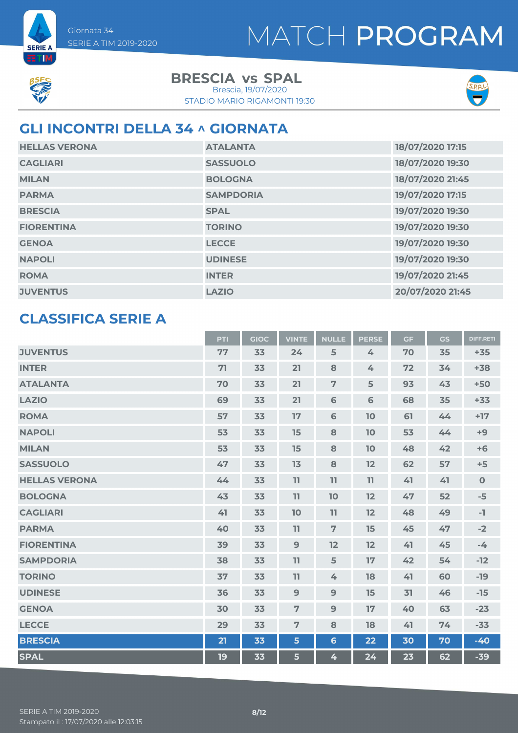Giornata 34
SERIE A TIM 2019-2020

# MATCH PROGRAM

**BRESCIA vs SPAL**
Brescia, 19/07/2020
STADIO MARIO RIGAMONTI 19:30

## GLI INCONTRI DELLA 34 ^ GIORNATA

| | | |
|---|---|---|
| HELLAS VERONA | ATALANTA | 18/07/2020 17:15 |
| CAGLIARI | SASSUOLO | 18/07/2020 19:30 |
| MILAN | BOLOGNA | 18/07/2020 21:45 |
| PARMA | SAMPDORIA | 19/07/2020 17:15 |
| BRESCIA | SPAL | 19/07/2020 19:30 |
| FIORENTINA | TORINO | 19/07/2020 19:30 |
| GENOA | LECCE | 19/07/2020 19:30 |
| NAPOLI | UDINESE | 19/07/2020 19:30 |
| ROMA | INTER | 19/07/2020 21:45 |
| JUVENTUS | LAZIO | 20/07/2020 21:45 |

## CLASSIFICA SERIE A

| | PTI | GIOC | VINTE | NULLE | PERSE | GF | GS | DIFF.RETI |
|---|---|---|---|---|---|---|---|---|
| JUVENTUS | 77 | 33 | 24 | 5 | 4 | 70 | 35 | +35 |
| INTER | 71 | 33 | 21 | 8 | 4 | 72 | 34 | +38 |
| ATALANTA | 70 | 33 | 21 | 7 | 5 | 93 | 43 | +50 |
| LAZIO | 69 | 33 | 21 | 6 | 6 | 68 | 35 | +33 |
| ROMA | 57 | 33 | 17 | 6 | 10 | 61 | 44 | +17 |
| NAPOLI | 53 | 33 | 15 | 8 | 10 | 53 | 44 | +9 |
| MILAN | 53 | 33 | 15 | 8 | 10 | 48 | 42 | +6 |
| SASSUOLO | 47 | 33 | 13 | 8 | 12 | 62 | 57 | +5 |
| HELLAS VERONA | 44 | 33 | 11 | 11 | 11 | 41 | 41 | 0 |
| BOLOGNA | 43 | 33 | 11 | 10 | 12 | 47 | 52 | -5 |
| CAGLIARI | 41 | 33 | 10 | 11 | 12 | 48 | 49 | -1 |
| PARMA | 40 | 33 | 11 | 7 | 15 | 45 | 47 | -2 |
| FIORENTINA | 39 | 33 | 9 | 12 | 12 | 41 | 45 | -4 |
| SAMPDORIA | 38 | 33 | 11 | 5 | 17 | 42 | 54 | -12 |
| TORINO | 37 | 33 | 11 | 4 | 18 | 41 | 60 | -19 |
| UDINESE | 36 | 33 | 9 | 9 | 15 | 31 | 46 | -15 |
| GENOA | 30 | 33 | 7 | 9 | 17 | 40 | 63 | -23 |
| LECCE | 29 | 33 | 7 | 8 | 18 | 41 | 74 | -33 |
| BRESCIA | 21 | 33 | 5 | 6 | 22 | 30 | 70 | -40 |
| SPAL | 19 | 33 | 5 | 4 | 24 | 23 | 62 | -39 |

SERIE A TIM 2019-2020
Stampato il : 17/07/2020 alle 12:03:15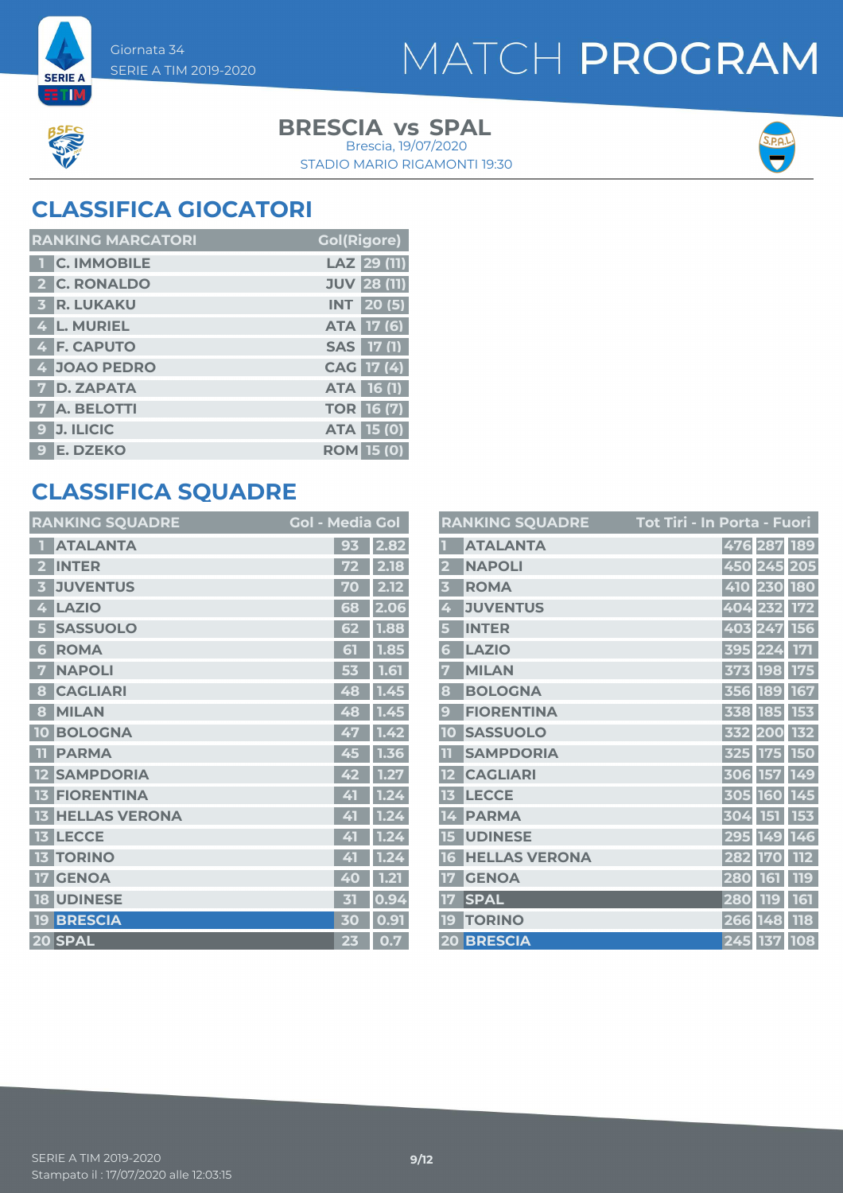Giornata 34
SERIE A TIM 2019-2020

# MATCH PROGRAM

## BRESCIA vs SPAL

Brescia, 19/07/2020
STADIO MARIO RIGAMONTI 19:30

## CLASSIFICA GIOCATORI

| RANKING MARCATORI | | | Gol(Rigore) |
|---|---|---|---|
| 1 | C. IMMOBILE | LAZ | 29 (11) |
| 2 | C. RONALDO | JUV | 28 (11) |
| 3 | R. LUKAKU | INT | 20 (5) |
| 4 | L. MURIEL | ATA | 17 (6) |
| 4 | F. CAPUTO | SAS | 17 (1) |
| 4 | JOAO PEDRO | CAG | 17 (4) |
| 7 | D. ZAPATA | ATA | 16 (1) |
| 7 | A. BELOTTI | TOR | 16 (7) |
| 9 | J. ILICIC | ATA | 15 (0) |
| 9 | E. DZEKO | ROM | 15 (0) |

## CLASSIFICA SQUADRE

| RANKING SQUADRE | | Gol | Media Gol |
|---|---|---|---|
| 1 | ATALANTA | 93 | 2.82 |
| 2 | INTER | 72 | 2.18 |
| 3 | JUVENTUS | 70 | 2.12 |
| 4 | LAZIO | 68 | 2.06 |
| 5 | SASSUOLO | 62 | 1.88 |
| 6 | ROMA | 61 | 1.85 |
| 7 | NAPOLI | 53 | 1.61 |
| 8 | CAGLIARI | 48 | 1.45 |
| 8 | MILAN | 48 | 1.45 |
| 10 | BOLOGNA | 47 | 1.42 |
| 11 | PARMA | 45 | 1.36 |
| 12 | SAMPDORIA | 42 | 1.27 |
| 13 | FIORENTINA | 41 | 1.24 |
| 13 | HELLAS VERONA | 41 | 1.24 |
| 13 | LECCE | 41 | 1.24 |
| 13 | TORINO | 41 | 1.24 |
| 17 | GENOA | 40 | 1.21 |
| 18 | UDINESE | 31 | 0.94 |
| 19 | BRESCIA | 30 | 0.91 |
| 20 | SPAL | 23 | 0.7 |

| RANKING SQUADRE | | Tot Tiri | In Porta | Fuori |
|---|---|---|---|---|
| 1 | ATALANTA | 476 | 287 | 189 |
| 2 | NAPOLI | 450 | 245 | 205 |
| 3 | ROMA | 410 | 230 | 180 |
| 4 | JUVENTUS | 404 | 232 | 172 |
| 5 | INTER | 403 | 247 | 156 |
| 6 | LAZIO | 395 | 224 | 171 |
| 7 | MILAN | 373 | 198 | 175 |
| 8 | BOLOGNA | 356 | 189 | 167 |
| 9 | FIORENTINA | 338 | 185 | 153 |
| 10 | SASSUOLO | 332 | 200 | 132 |
| 11 | SAMPDORIA | 325 | 175 | 150 |
| 12 | CAGLIARI | 306 | 157 | 149 |
| 13 | LECCE | 305 | 160 | 145 |
| 14 | PARMA | 304 | 151 | 153 |
| 15 | UDINESE | 295 | 149 | 146 |
| 16 | HELLAS VERONA | 282 | 170 | 112 |
| 17 | GENOA | 280 | 161 | 119 |
| 17 | SPAL | 280 | 119 | 161 |
| 19 | TORINO | 266 | 148 | 118 |
| 20 | BRESCIA | 245 | 137 | 108 |

SERIE A TIM 2019-2020
Stampato il : 17/07/2020 alle 12:03:15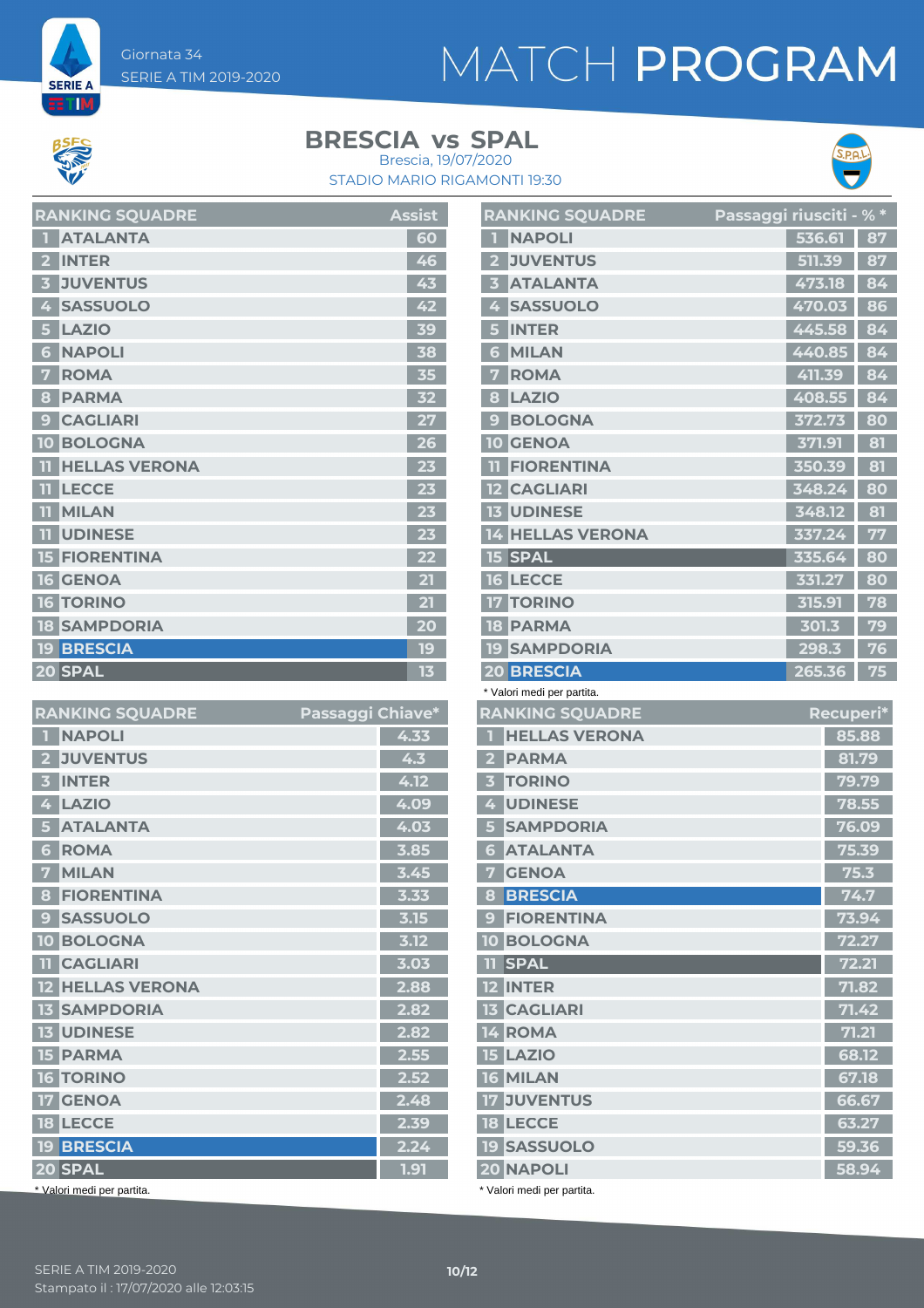Giornata 34
SERIE A TIM 2019-2020

# MATCH PROGRAM

## BRESCIA vs SPAL

Brescia, 19/07/2020
STADIO MARIO RIGAMONTI 19:30

| RANKING SQUADRE | | Assist |
|---|---|---|
| 1 | ATALANTA | 60 |
| 2 | INTER | 46 |
| 3 | JUVENTUS | 43 |
| 4 | SASSUOLO | 42 |
| 5 | LAZIO | 39 |
| 6 | NAPOLI | 38 |
| 7 | ROMA | 35 |
| 8 | PARMA | 32 |
| 9 | CAGLIARI | 27 |
| 10 | BOLOGNA | 26 |
| 11 | HELLAS VERONA | 23 |
| 11 | LECCE | 23 |
| 11 | MILAN | 23 |
| 11 | UDINESE | 23 |
| 15 | FIORENTINA | 22 |
| 16 | GENOA | 21 |
| 16 | TORINO | 21 |
| 18 | SAMPDORIA | 20 |
| 19 | BRESCIA | 19 |
| 20 | SPAL | 13 |

| RANKING SQUADRE | | Passaggi riusciti | % * |
|---|---|---|---|
| 1 | NAPOLI | 536.61 | 87 |
| 2 | JUVENTUS | 511.39 | 87 |
| 3 | ATALANTA | 473.18 | 84 |
| 4 | SASSUOLO | 470.03 | 86 |
| 5 | INTER | 445.58 | 84 |
| 6 | MILAN | 440.85 | 84 |
| 7 | ROMA | 411.39 | 84 |
| 8 | LAZIO | 408.55 | 84 |
| 9 | BOLOGNA | 372.73 | 80 |
| 10 | GENOA | 371.91 | 81 |
| 11 | FIORENTINA | 350.39 | 81 |
| 12 | CAGLIARI | 348.24 | 80 |
| 13 | UDINESE | 348.12 | 81 |
| 14 | HELLAS VERONA | 337.24 | 77 |
| 15 | SPAL | 335.64 | 80 |
| 16 | LECCE | 331.27 | 80 |
| 17 | TORINO | 315.91 | 78 |
| 18 | PARMA | 301.3 | 79 |
| 19 | SAMPDORIA | 298.3 | 76 |
| 20 | BRESCIA | 265.36 | 75 |

\* Valori medi per partita.

| RANKING SQUADRE | | Passaggi Chiave* |
|---|---|---|
| 1 | NAPOLI | 4.33 |
| 2 | JUVENTUS | 4.3 |
| 3 | INTER | 4.12 |
| 4 | LAZIO | 4.09 |
| 5 | ATALANTA | 4.03 |
| 6 | ROMA | 3.85 |
| 7 | MILAN | 3.45 |
| 8 | FIORENTINA | 3.33 |
| 9 | SASSUOLO | 3.15 |
| 10 | BOLOGNA | 3.12 |
| 11 | CAGLIARI | 3.03 |
| 12 | HELLAS VERONA | 2.88 |
| 13 | SAMPDORIA | 2.82 |
| 13 | UDINESE | 2.82 |
| 15 | PARMA | 2.55 |
| 16 | TORINO | 2.52 |
| 17 | GENOA | 2.48 |
| 18 | LECCE | 2.39 |
| 19 | BRESCIA | 2.24 |
| 20 | SPAL | 1.91 |

\* Valori medi per partita.

| RANKING SQUADRE | | Recuperi* |
|---|---|---|
| 1 | HELLAS VERONA | 85.88 |
| 2 | PARMA | 81.79 |
| 3 | TORINO | 79.79 |
| 4 | UDINESE | 78.55 |
| 5 | SAMPDORIA | 76.09 |
| 6 | ATALANTA | 75.39 |
| 7 | GENOA | 75.3 |
| 8 | BRESCIA | 74.7 |
| 9 | FIORENTINA | 73.94 |
| 10 | BOLOGNA | 72.27 |
| 11 | SPAL | 72.21 |
| 12 | INTER | 71.82 |
| 13 | CAGLIARI | 71.42 |
| 14 | ROMA | 71.21 |
| 15 | LAZIO | 68.12 |
| 16 | MILAN | 67.18 |
| 17 | JUVENTUS | 66.67 |
| 18 | LECCE | 63.27 |
| 19 | SASSUOLO | 59.36 |
| 20 | NAPOLI | 58.94 |

\* Valori medi per partita.

SERIE A TIM 2019-2020
Stampato il : 17/07/2020 alle 12:03:15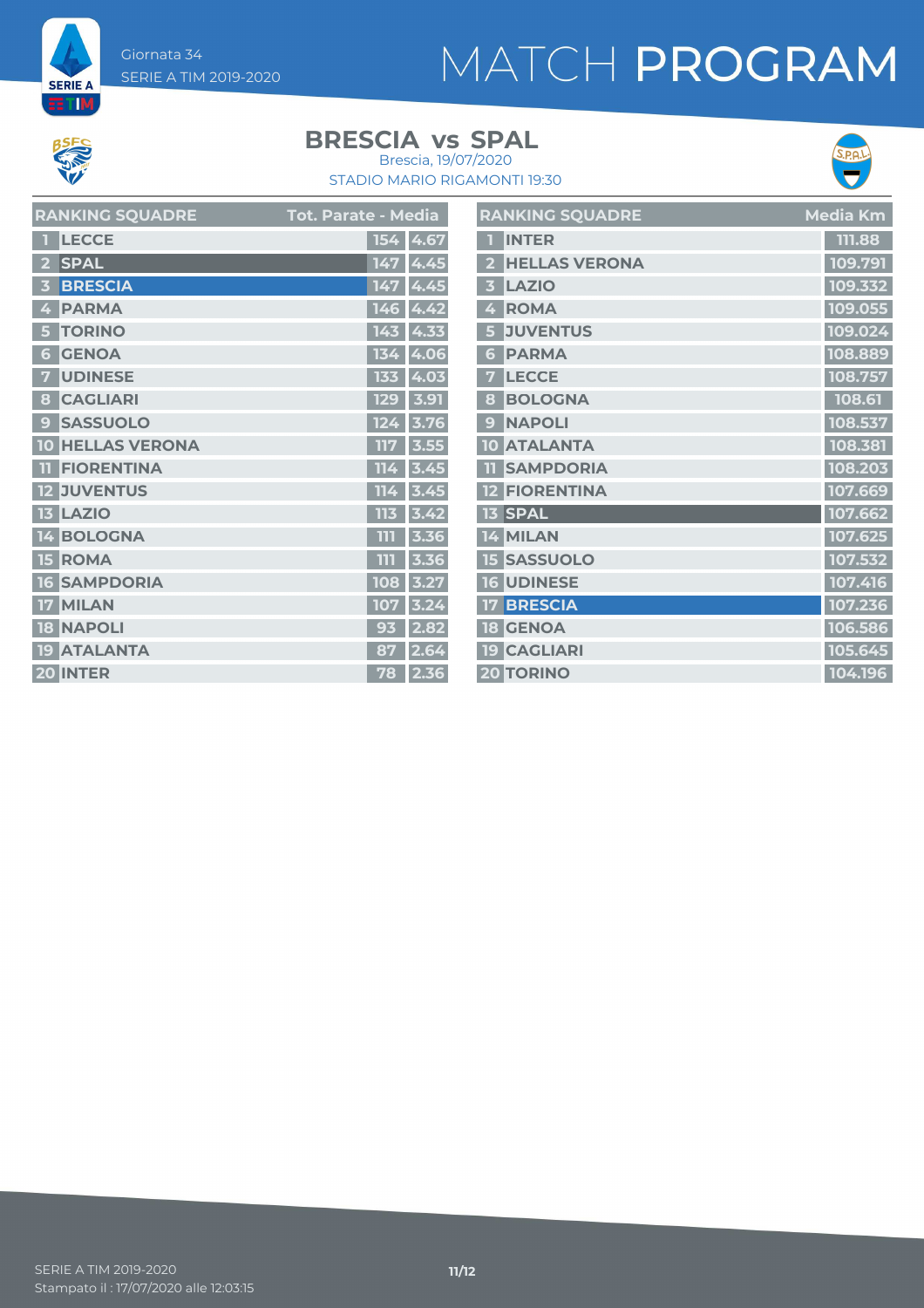# MATCH PROGRAM

Giornata 34
SERIE A TIM 2019-2020

## BRESCIA vs SPAL

Brescia, 19/07/2020
STADIO MARIO RIGAMONTI 19:30

| RANKING SQUADRE | | Tot. Parate | Media |
|---|---|---|---|
| 1 | LECCE | 154 | 4.67 |
| 2 | SPAL | 147 | 4.45 |
| 3 | BRESCIA | 147 | 4.45 |
| 4 | PARMA | 146 | 4.42 |
| 5 | TORINO | 143 | 4.33 |
| 6 | GENOA | 134 | 4.06 |
| 7 | UDINESE | 133 | 4.03 |
| 8 | CAGLIARI | 129 | 3.91 |
| 9 | SASSUOLO | 124 | 3.76 |
| 10 | HELLAS VERONA | 117 | 3.55 |
| 11 | FIORENTINA | 114 | 3.45 |
| 12 | JUVENTUS | 114 | 3.45 |
| 13 | LAZIO | 113 | 3.42 |
| 14 | BOLOGNA | 111 | 3.36 |
| 15 | ROMA | 111 | 3.36 |
| 16 | SAMPDORIA | 108 | 3.27 |
| 17 | MILAN | 107 | 3.24 |
| 18 | NAPOLI | 93 | 2.82 |
| 19 | ATALANTA | 87 | 2.64 |
| 20 | INTER | 78 | 2.36 |

| RANKING SQUADRE | | Media Km |
|---|---|---|
| 1 | INTER | 111.88 |
| 2 | HELLAS VERONA | 109.791 |
| 3 | LAZIO | 109.332 |
| 4 | ROMA | 109.055 |
| 5 | JUVENTUS | 109.024 |
| 6 | PARMA | 108.889 |
| 7 | LECCE | 108.757 |
| 8 | BOLOGNA | 108.61 |
| 9 | NAPOLI | 108.537 |
| 10 | ATALANTA | 108.381 |
| 11 | SAMPDORIA | 108.203 |
| 12 | FIORENTINA | 107.669 |
| 13 | SPAL | 107.662 |
| 14 | MILAN | 107.625 |
| 15 | SASSUOLO | 107.532 |
| 16 | UDINESE | 107.416 |
| 17 | BRESCIA | 107.236 |
| 18 | GENOA | 106.586 |
| 19 | CAGLIARI | 105.645 |
| 20 | TORINO | 104.196 |

SERIE A TIM 2019-2020
Stampato il : 17/07/2020 alle 12:03:15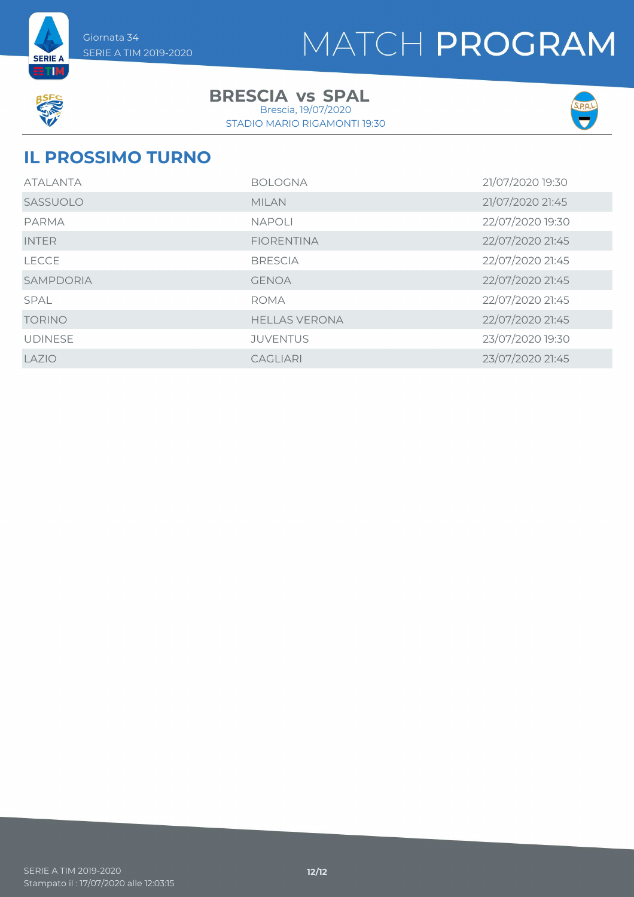# MATCH PROGRAM

Giornata 34
SERIE A TIM 2019-2020

## BRESCIA vs SPAL

Brescia, 19/07/2020
STADIO MARIO RIGAMONTI 19:30

## IL PROSSIMO TURNO

| | | |
|---|---|---|
| ATALANTA | BOLOGNA | 21/07/2020 19:30 |
| SASSUOLO | MILAN | 21/07/2020 21:45 |
| PARMA | NAPOLI | 22/07/2020 19:30 |
| INTER | FIORENTINA | 22/07/2020 21:45 |
| LECCE | BRESCIA | 22/07/2020 21:45 |
| SAMPDORIA | GENOA | 22/07/2020 21:45 |
| SPAL | ROMA | 22/07/2020 21:45 |
| TORINO | HELLAS VERONA | 22/07/2020 21:45 |
| UDINESE | JUVENTUS | 23/07/2020 19:30 |
| LAZIO | CAGLIARI | 23/07/2020 21:45 |

SERIE A TIM 2019-2020
Stampato il : 17/07/2020 alle 12:03:15